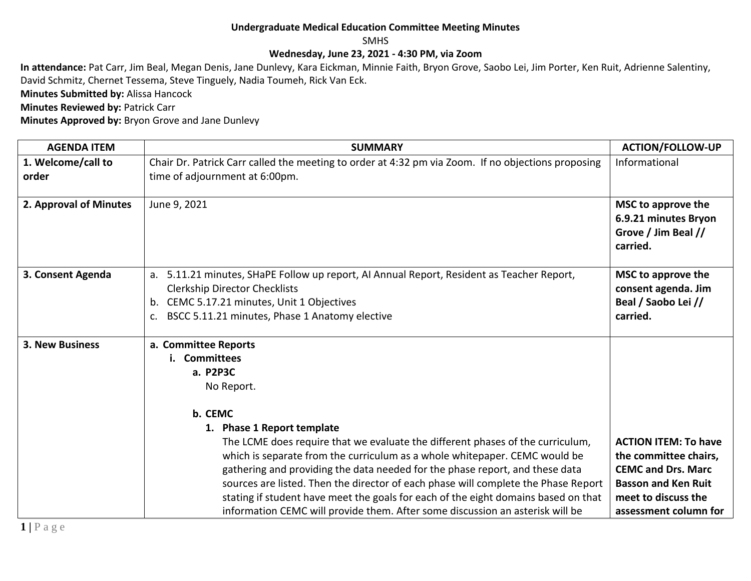**Undergraduate Medical Education Committee Meeting Minutes**

SMHS

**Wednesday, June 23, 2021 - 4:30 PM, via Zoom**

**In attendance:** Pat Carr, Jim Beal, Megan Denis, Jane Dunlevy, Kara Eickman, Minnie Faith, Bryon Grove, Saobo Lei, Jim Porter, Ken Ruit, Adrienne Salentiny, David Schmitz, Chernet Tessema, Steve Tinguely, Nadia Toumeh, Rick Van Eck.

**Minutes Submitted by:** Alissa Hancock

**Minutes Reviewed by:** Patrick Carr

**Minutes Approved by:** Bryon Grove and Jane Dunlevy

| AGENDA ITEM | SUMMARY | ACTION/FOLLOW-UP |
|---|---|---|
| **1. Welcome/call to order** | Chair Dr. Patrick Carr called the meeting to order at 4:32 pm via Zoom. If no objections proposing time of adjournment at 6:00pm. | Informational |
| **2. Approval of Minutes** | June 9, 2021 | **MSC to approve the 6.9.21 minutes Bryon Grove / Jim Beal // carried.** |
| **3. Consent Agenda** | a. 5.11.21 minutes, SHaPE Follow up report, AI Annual Report, Resident as Teacher Report, Clerkship Director Checklists<br>b. CEMC 5.17.21 minutes, Unit 1 Objectives<br>c. BSCC 5.11.21 minutes, Phase 1 Anatomy elective | **MSC to approve the consent agenda. Jim Beal / Saobo Lei // carried.** |
| **3. New Business** | **a. Committee Reports**<br>**i. Committees**<br>**a. P2P3C**<br>No Report.<br><br>**b. CEMC**<br>**1. Phase 1 Report template**<br>The LCME does require that we evaluate the different phases of the curriculum, which is separate from the curriculum as a whole whitepaper. CEMC would be gathering and providing the data needed for the phase report, and these data sources are listed. Then the director of each phase will complete the Phase Report stating if student have meet the goals for each of the eight domains based on that information CEMC will provide them. After some discussion an asterisk will be | **ACTION ITEM: To have the committee chairs, CEMC and Drs. Marc Basson and Ken Ruit meet to discuss the assessment column for** |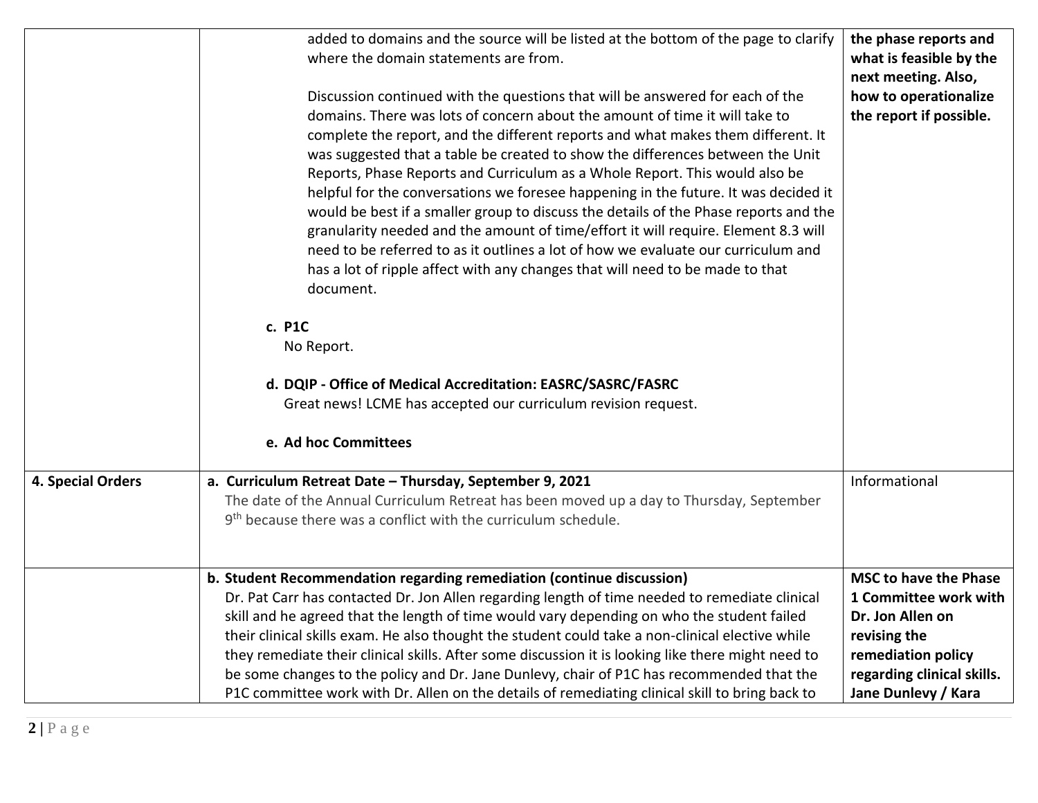| | | |
|---|---|---|
| | added to domains and the source will be listed at the bottom of the page to clarify where the domain statements are from.<br><br>Discussion continued with the questions that will be answered for each of the domains. There was lots of concern about the amount of time it will take to complete the report, and the different reports and what makes them different. It was suggested that a table be created to show the differences between the Unit Reports, Phase Reports and Curriculum as a Whole Report. This would also be helpful for the conversations we foresee happening in the future. It was decided it would be best if a smaller group to discuss the details of the Phase reports and the granularity needed and the amount of time/effort it will require. Element 8.3 will need to be referred to as it outlines a lot of how we evaluate our curriculum and has a lot of ripple affect with any changes that will need to be made to that document.<br><br>**c. P1C**<br>No Report.<br><br>**d. DQIP - Office of Medical Accreditation: EASRC/SASRC/FASRC**<br>Great news! LCME has accepted our curriculum revision request.<br><br>**e. Ad hoc Committees** | **the phase reports and what is feasible by the next meeting. Also, how to operationalize the report if possible.** |
| **4. Special Orders** | **a. Curriculum Retreat Date – Thursday, September 9, 2021**<br>The date of the Annual Curriculum Retreat has been moved up a day to Thursday, September 9th because there was a conflict with the curriculum schedule. | Informational |
| | **b. Student Recommendation regarding remediation (continue discussion)**<br>Dr. Pat Carr has contacted Dr. Jon Allen regarding length of time needed to remediate clinical skill and he agreed that the length of time would vary depending on who the student failed their clinical skills exam. He also thought the student could take a non-clinical elective while they remediate their clinical skills. After some discussion it is looking like there might need to be some changes to the policy and Dr. Jane Dunlevy, chair of P1C has recommended that the P1C committee work with Dr. Allen on the details of remediating clinical skill to bring back to | **MSC to have the Phase 1 Committee work with Dr. Jon Allen on revising the remediation policy regarding clinical skills. Jane Dunlevy / Kara** |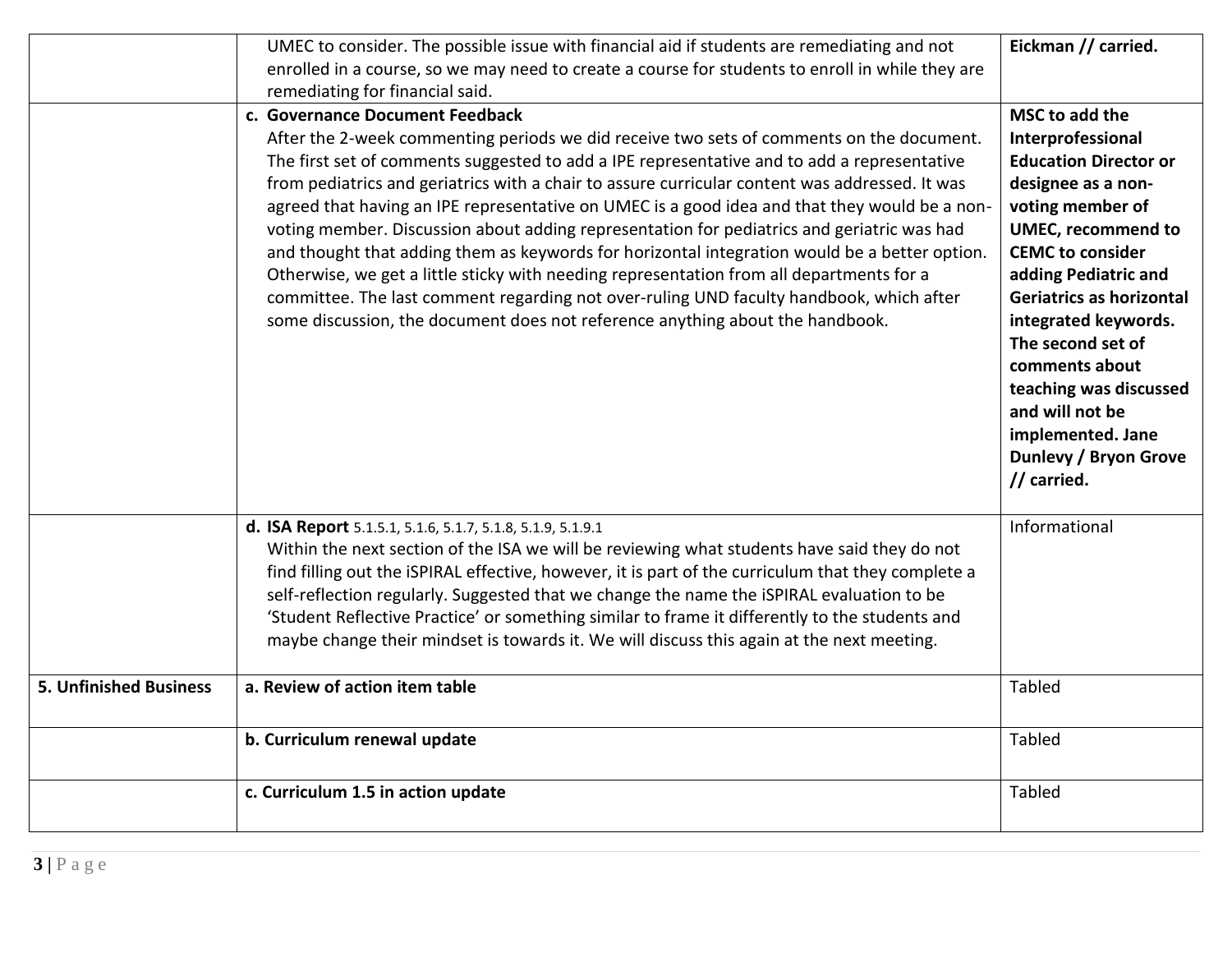| | | |
|---|---|---|
| | UMEC to consider. The possible issue with financial aid if students are remediating and not enrolled in a course, so we may need to create a course for students to enroll in while they are remediating for financial said. | **Eickman // carried.** |
| | **c. Governance Document Feedback**<br>After the 2-week commenting periods we did receive two sets of comments on the document. The first set of comments suggested to add a IPE representative and to add a representative from pediatrics and geriatrics with a chair to assure curricular content was addressed. It was agreed that having an IPE representative on UMEC is a good idea and that they would be a non-voting member. Discussion about adding representation for pediatrics and geriatric was had and thought that adding them as keywords for horizontal integration would be a better option. Otherwise, we get a little sticky with needing representation from all departments for a committee. The last comment regarding not over-ruling UND faculty handbook, which after some discussion, the document does not reference anything about the handbook. | **MSC to add the Interprofessional Education Director or designee as a non-voting member of UMEC, recommend to CEMC to consider adding Pediatric and Geriatrics as horizontal integrated keywords. The second set of comments about teaching was discussed and will not be implemented. Jane Dunlevy / Bryon Grove // carried.** |
| | **d. ISA Report** 5.1.5.1, 5.1.6, 5.1.7, 5.1.8, 5.1.9, 5.1.9.1<br>Within the next section of the ISA we will be reviewing what students have said they do not find filling out the iSPIRAL effective, however, it is part of the curriculum that they complete a self-reflection regularly. Suggested that we change the name the iSPIRAL evaluation to be 'Student Reflective Practice' or something similar to frame it differently to the students and maybe change their mindset is towards it. We will discuss this again at the next meeting. | Informational |
| **5. Unfinished Business** | **a. Review of action item table** | Tabled |
| | **b. Curriculum renewal update** | Tabled |
| | **c. Curriculum 1.5 in action update** | Tabled |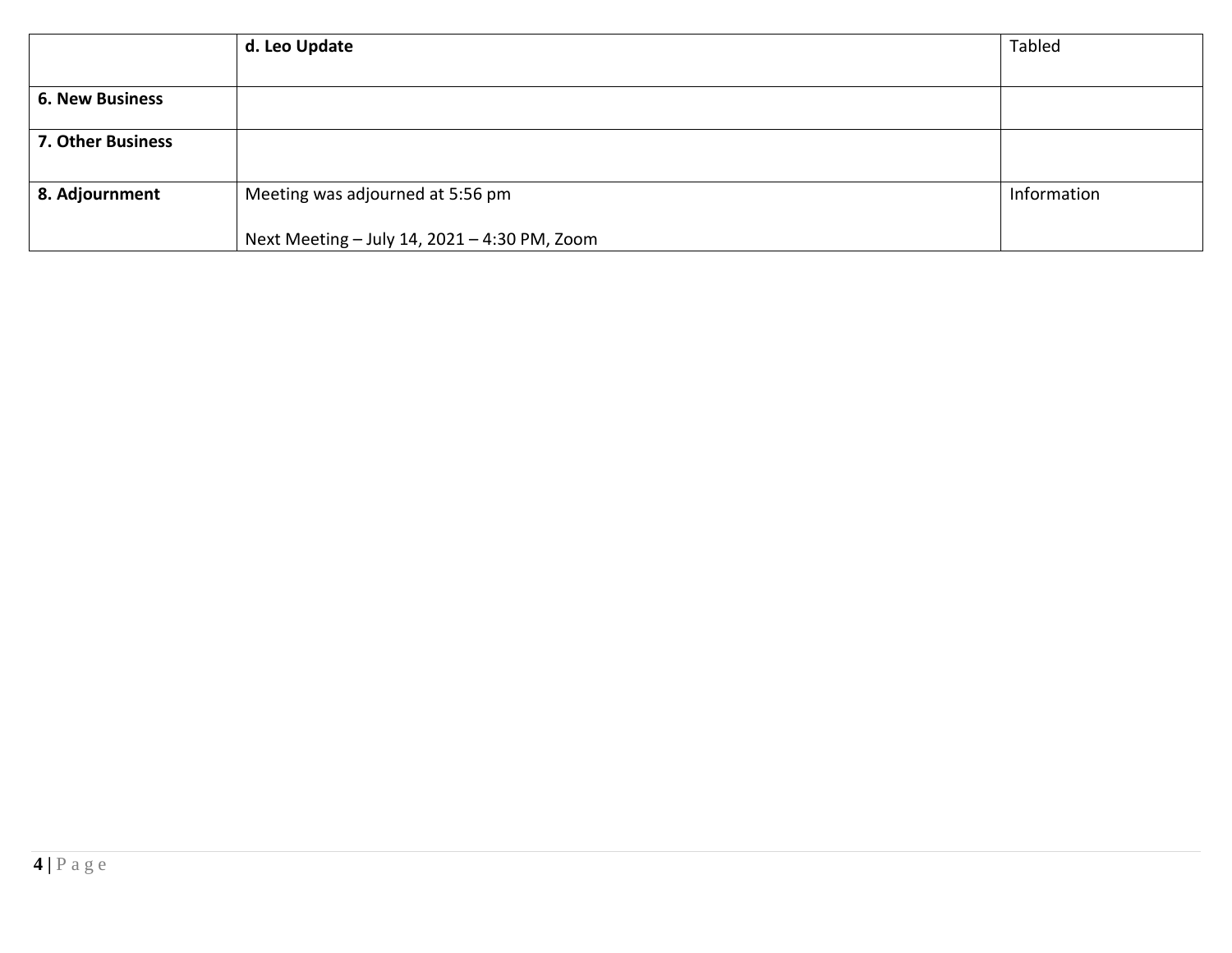| | | |
|---|---|---|
| | **d. Leo Update** | Tabled |
| **6. New Business** | | |
| **7. Other Business** | | |
| **8. Adjournment** | Meeting was adjourned at 5:56 pm<br><br>Next Meeting – July 14, 2021 – 4:30 PM, Zoom | Information |